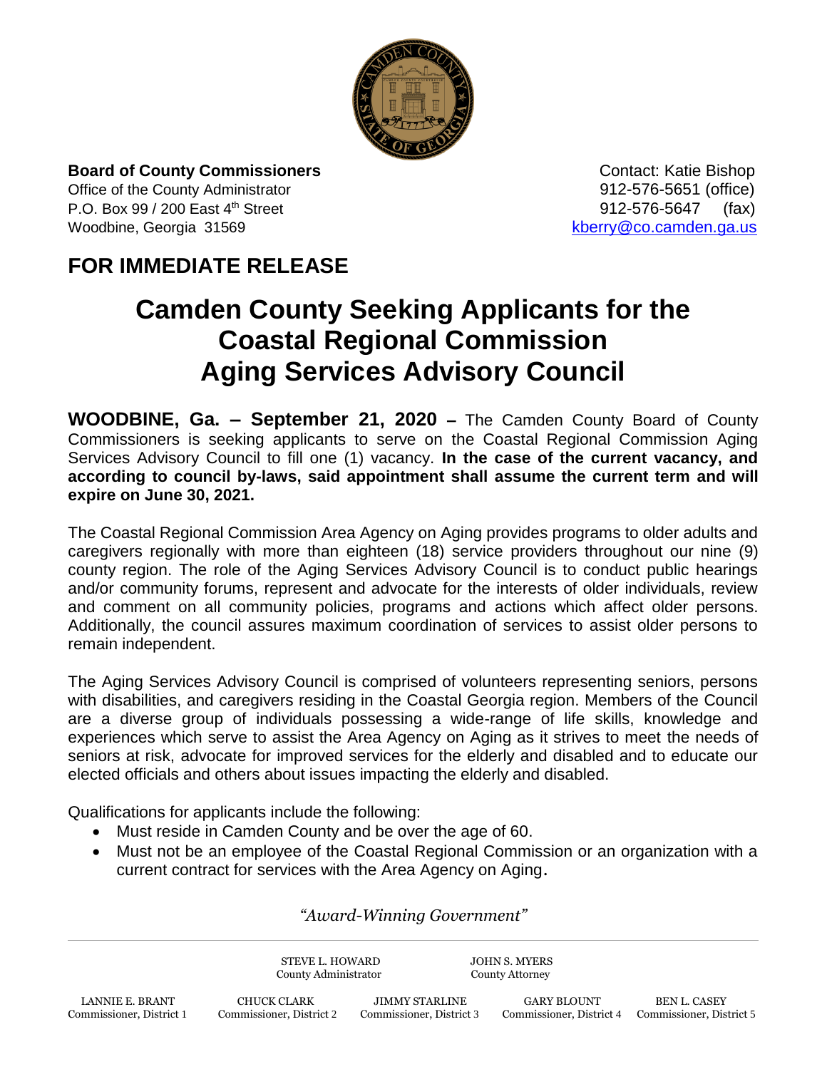**Board of County Commissioners**
Office of the County Administrator
P.O. Box 99 / 200 East 4th Street
Woodbine, Georgia 31569

Contact: Katie Bishop
912-576-5651 (office)
912-576-5647 (fax)
kberry@co.camden.ga.us

## FOR IMMEDIATE RELEASE

# Camden County Seeking Applicants for the Coastal Regional Commission Aging Services Advisory Council

**WOODBINE, Ga. – September 21, 2020 –** The Camden County Board of County Commissioners is seeking applicants to serve on the Coastal Regional Commission Aging Services Advisory Council to fill one (1) vacancy. **In the case of the current vacancy, and according to council by-laws, said appointment shall assume the current term and will expire on June 30, 2021.**

The Coastal Regional Commission Area Agency on Aging provides programs to older adults and caregivers regionally with more than eighteen (18) service providers throughout our nine (9) county region. The role of the Aging Services Advisory Council is to conduct public hearings and/or community forums, represent and advocate for the interests of older individuals, review and comment on all community policies, programs and actions which affect older persons. Additionally, the council assures maximum coordination of services to assist older persons to remain independent.

The Aging Services Advisory Council is comprised of volunteers representing seniors, persons with disabilities, and caregivers residing in the Coastal Georgia region. Members of the Council are a diverse group of individuals possessing a wide-range of life skills, knowledge and experiences which serve to assist the Area Agency on Aging as it strives to meet the needs of seniors at risk, advocate for improved services for the elderly and disabled and to educate our elected officials and others about issues impacting the elderly and disabled.

Qualifications for applicants include the following:

- Must reside in Camden County and be over the age of 60.
- Must not be an employee of the Coastal Regional Commission or an organization with a current contract for services with the Area Agency on Aging.

*"Award-Winning Government"*

STEVE L. HOWARD, County Administrator
JOHN S. MYERS, County Attorney

LANNIE E. BRANT, Commissioner, District 1
CHUCK CLARK, Commissioner, District 2
JIMMY STARLINE, Commissioner, District 3
GARY BLOUNT, Commissioner, District 4
BEN L. CASEY, Commissioner, District 5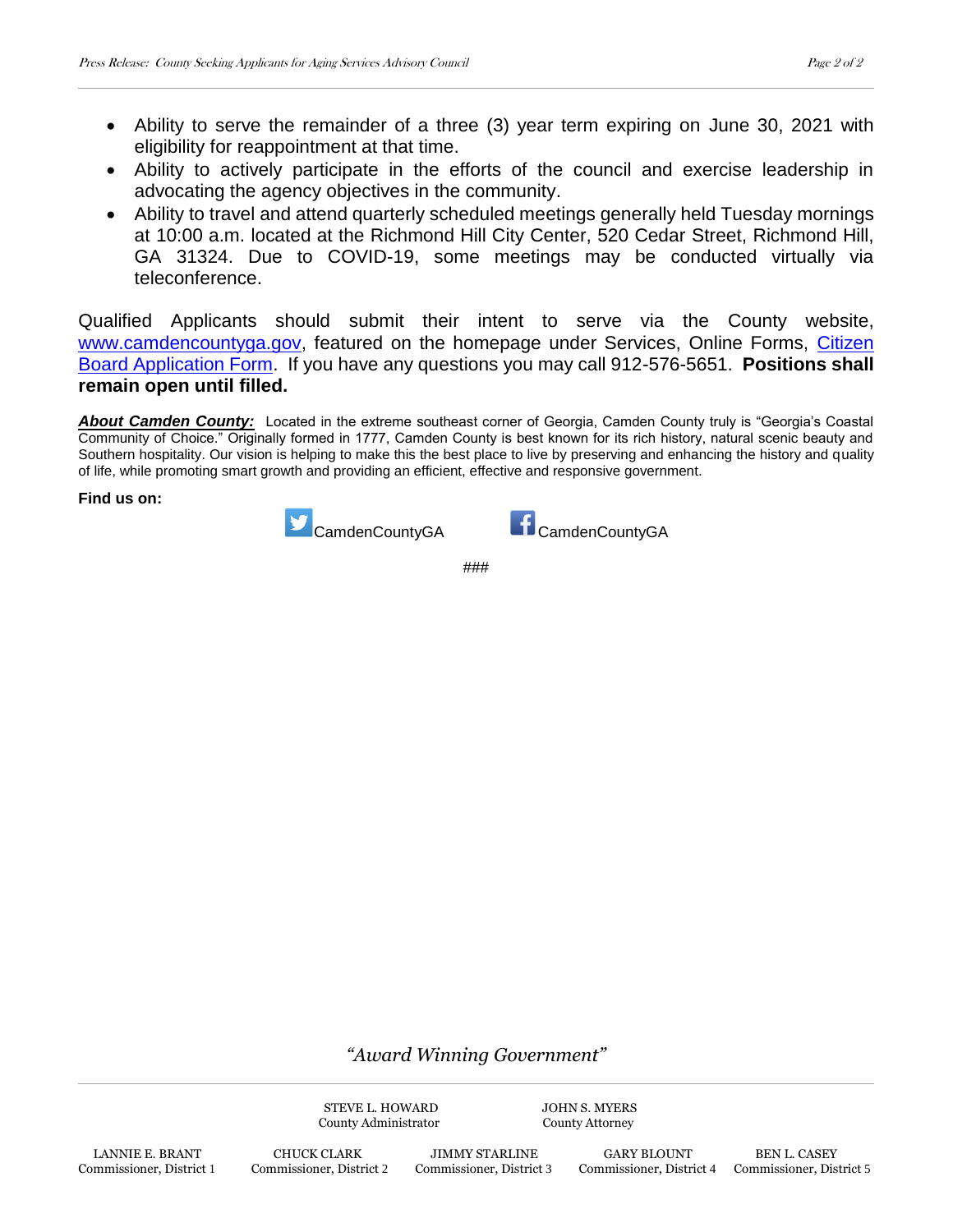- Ability to serve the remainder of a three (3) year term expiring on June 30, 2021 with eligibility for reappointment at that time.
- Ability to actively participate in the efforts of the council and exercise leadership in advocating the agency objectives in the community.
- Ability to travel and attend quarterly scheduled meetings generally held Tuesday mornings at 10:00 a.m. located at the Richmond Hill City Center, 520 Cedar Street, Richmond Hill, GA 31324. Due to COVID-19, some meetings may be conducted virtually via teleconference.

Qualified Applicants should submit their intent to serve via the County website, [www.camdencountyga.gov](http://www.camdencountyga.gov), featured on the homepage under Services, Online Forms, [Citizen Board Application Form](). If you have any questions you may call 912-576-5651. **Positions shall remain open until filled.**

***About Camden County:*** Located in the extreme southeast corner of Georgia, Camden County truly is "Georgia's Coastal Community of Choice." Originally formed in 1777, Camden County is best known for its rich history, natural scenic beauty and Southern hospitality. Our vision is helping to make this the best place to live by preserving and enhancing the history and quality of life, while promoting smart growth and providing an efficient, effective and responsive government.

**Find us on:**

CamdenCountyGA CamdenCountyGA

###

*"Award Winning Government"*

STEVE L. HOWARD
County Administrator

JOHN S. MYERS
County Attorney

LANNIE E. BRANT
Commissioner, District 1

CHUCK CLARK
Commissioner, District 2

JIMMY STARLINE
Commissioner, District 3

GARY BLOUNT
Commissioner, District 4

BEN L. CASEY
Commissioner, District 5